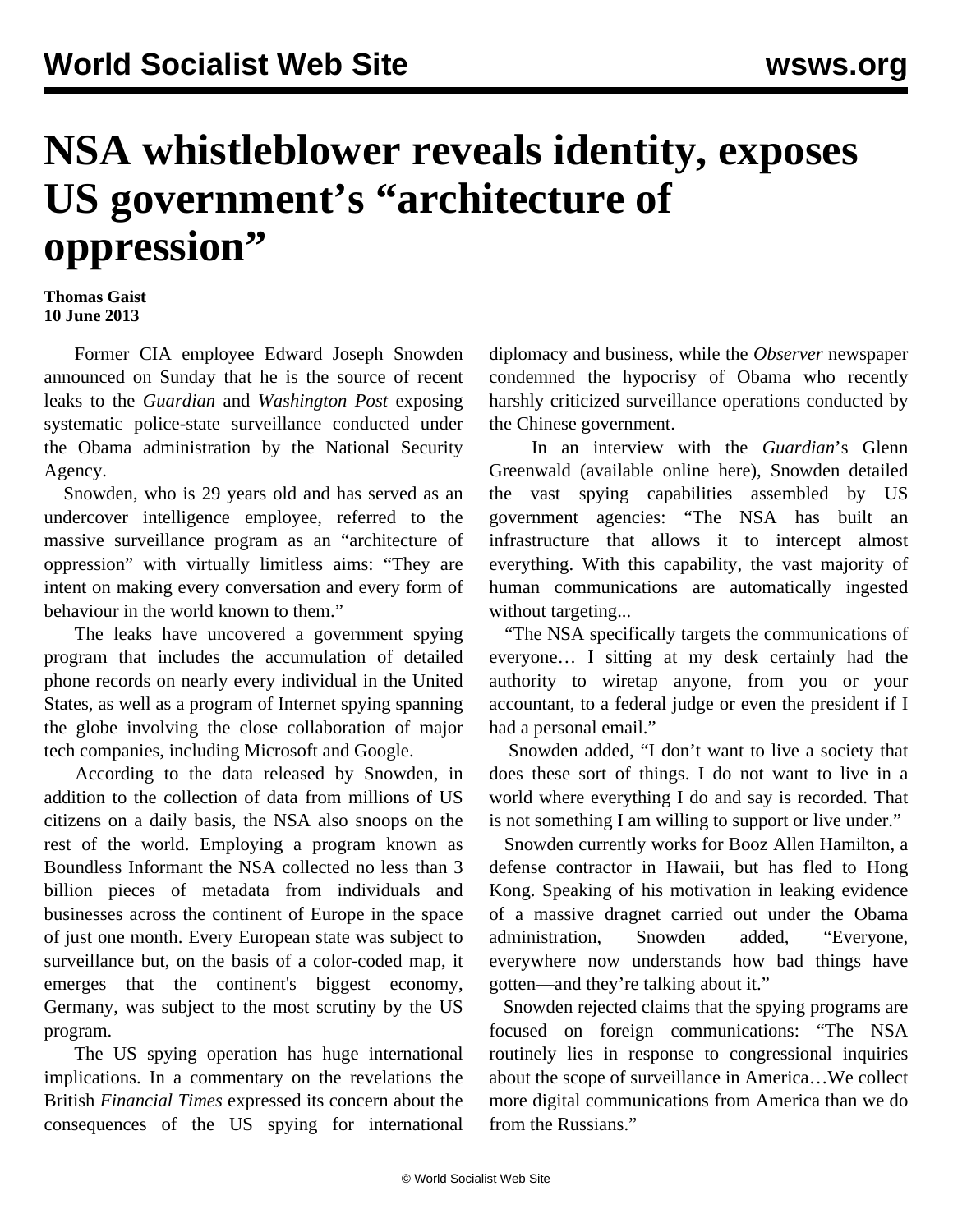# NSA whistleblower reveals identity, exposes US government's "architecture of oppression"

**Thomas Gaist**
**10 June 2013**

Former CIA employee Edward Joseph Snowden announced on Sunday that he is the source of recent leaks to the *Guardian* and *Washington Post* exposing systematic police-state surveillance conducted under the Obama administration by the National Security Agency.

Snowden, who is 29 years old and has served as an undercover intelligence employee, referred to the massive surveillance program as an "architecture of oppression" with virtually limitless aims: "They are intent on making every conversation and every form of behaviour in the world known to them."

The leaks have uncovered a government spying program that includes the accumulation of detailed phone records on nearly every individual in the United States, as well as a program of Internet spying spanning the globe involving the close collaboration of major tech companies, including Microsoft and Google.

According to the data released by Snowden, in addition to the collection of data from millions of US citizens on a daily basis, the NSA also snoops on the rest of the world. Employing a program known as Boundless Informant the NSA collected no less than 3 billion pieces of metadata from individuals and businesses across the continent of Europe in the space of just one month. Every European state was subject to surveillance but, on the basis of a color-coded map, it emerges that the continent's biggest economy, Germany, was subject to the most scrutiny by the US program.

The US spying operation has huge international implications. In a commentary on the revelations the British *Financial Times* expressed its concern about the consequences of the US spying for international diplomacy and business, while the *Observer* newspaper condemned the hypocrisy of Obama who recently harshly criticized surveillance operations conducted by the Chinese government.

In an interview with the *Guardian*'s Glenn Greenwald (available online here), Snowden detailed the vast spying capabilities assembled by US government agencies: "The NSA has built an infrastructure that allows it to intercept almost everything. With this capability, the vast majority of human communications are automatically ingested without targeting...

"The NSA specifically targets the communications of everyone… I sitting at my desk certainly had the authority to wiretap anyone, from you or your accountant, to a federal judge or even the president if I had a personal email."

Snowden added, "I don't want to live a society that does these sort of things. I do not want to live in a world where everything I do and say is recorded. That is not something I am willing to support or live under."

Snowden currently works for Booz Allen Hamilton, a defense contractor in Hawaii, but has fled to Hong Kong. Speaking of his motivation in leaking evidence of a massive dragnet carried out under the Obama administration, Snowden added, "Everyone, everywhere now understands how bad things have gotten—and they're talking about it."

Snowden rejected claims that the spying programs are focused on foreign communications: "The NSA routinely lies in response to congressional inquiries about the scope of surveillance in America…We collect more digital communications from America than we do from the Russians."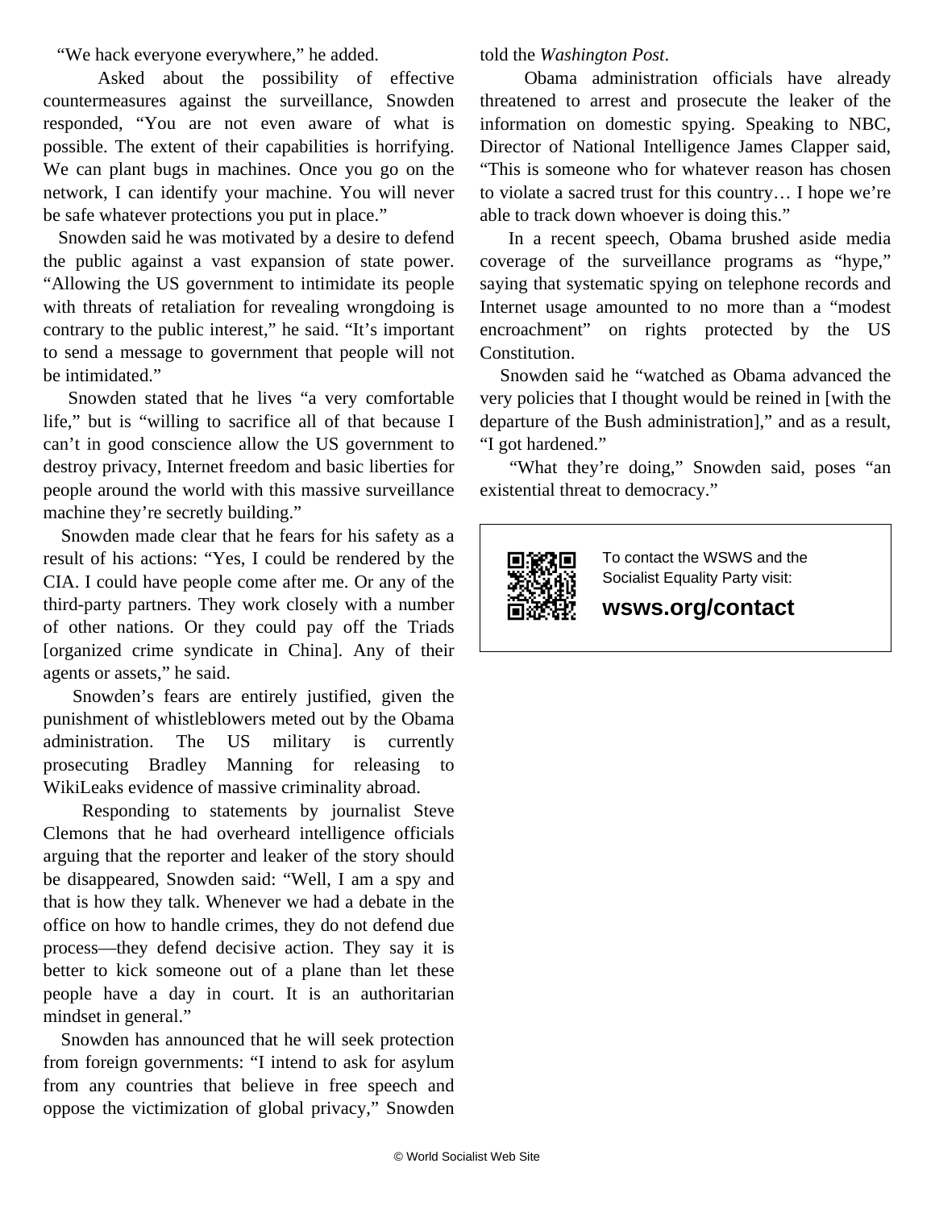"We hack everyone everywhere," he added.

Asked about the possibility of effective countermeasures against the surveillance, Snowden responded, "You are not even aware of what is possible. The extent of their capabilities is horrifying. We can plant bugs in machines. Once you go on the network, I can identify your machine. You will never be safe whatever protections you put in place."

Snowden said he was motivated by a desire to defend the public against a vast expansion of state power. "Allowing the US government to intimidate its people with threats of retaliation for revealing wrongdoing is contrary to the public interest," he said. "It's important to send a message to government that people will not be intimidated."

Snowden stated that he lives "a very comfortable life," but is "willing to sacrifice all of that because I can't in good conscience allow the US government to destroy privacy, Internet freedom and basic liberties for people around the world with this massive surveillance machine they're secretly building."

Snowden made clear that he fears for his safety as a result of his actions: "Yes, I could be rendered by the CIA. I could have people come after me. Or any of the third-party partners. They work closely with a number of other nations. Or they could pay off the Triads [organized crime syndicate in China]. Any of their agents or assets," he said.

Snowden's fears are entirely justified, given the punishment of whistleblowers meted out by the Obama administration. The US military is currently prosecuting Bradley Manning for releasing to WikiLeaks evidence of massive criminality abroad.

Responding to statements by journalist Steve Clemons that he had overheard intelligence officials arguing that the reporter and leaker of the story should be disappeared, Snowden said: "Well, I am a spy and that is how they talk. Whenever we had a debate in the office on how to handle crimes, they do not defend due process—they defend decisive action. They say it is better to kick someone out of a plane than let these people have a day in court. It is an authoritarian mindset in general."

Snowden has announced that he will seek protection from foreign governments: "I intend to ask for asylum from any countries that believe in free speech and oppose the victimization of global privacy," Snowden told the *Washington Post*.

Obama administration officials have already threatened to arrest and prosecute the leaker of the information on domestic spying. Speaking to NBC, Director of National Intelligence James Clapper said, "This is someone who for whatever reason has chosen to violate a sacred trust for this country… I hope we're able to track down whoever is doing this."

In a recent speech, Obama brushed aside media coverage of the surveillance programs as "hype," saying that systematic spying on telephone records and Internet usage amounted to no more than a "modest encroachment" on rights protected by the US Constitution.

Snowden said he "watched as Obama advanced the very policies that I thought would be reined in [with the departure of the Bush administration]," and as a result, "I got hardened."

"What they're doing," Snowden said, poses "an existential threat to democracy."

To contact the WSWS and the Socialist Equality Party visit:

**wsws.org/contact**